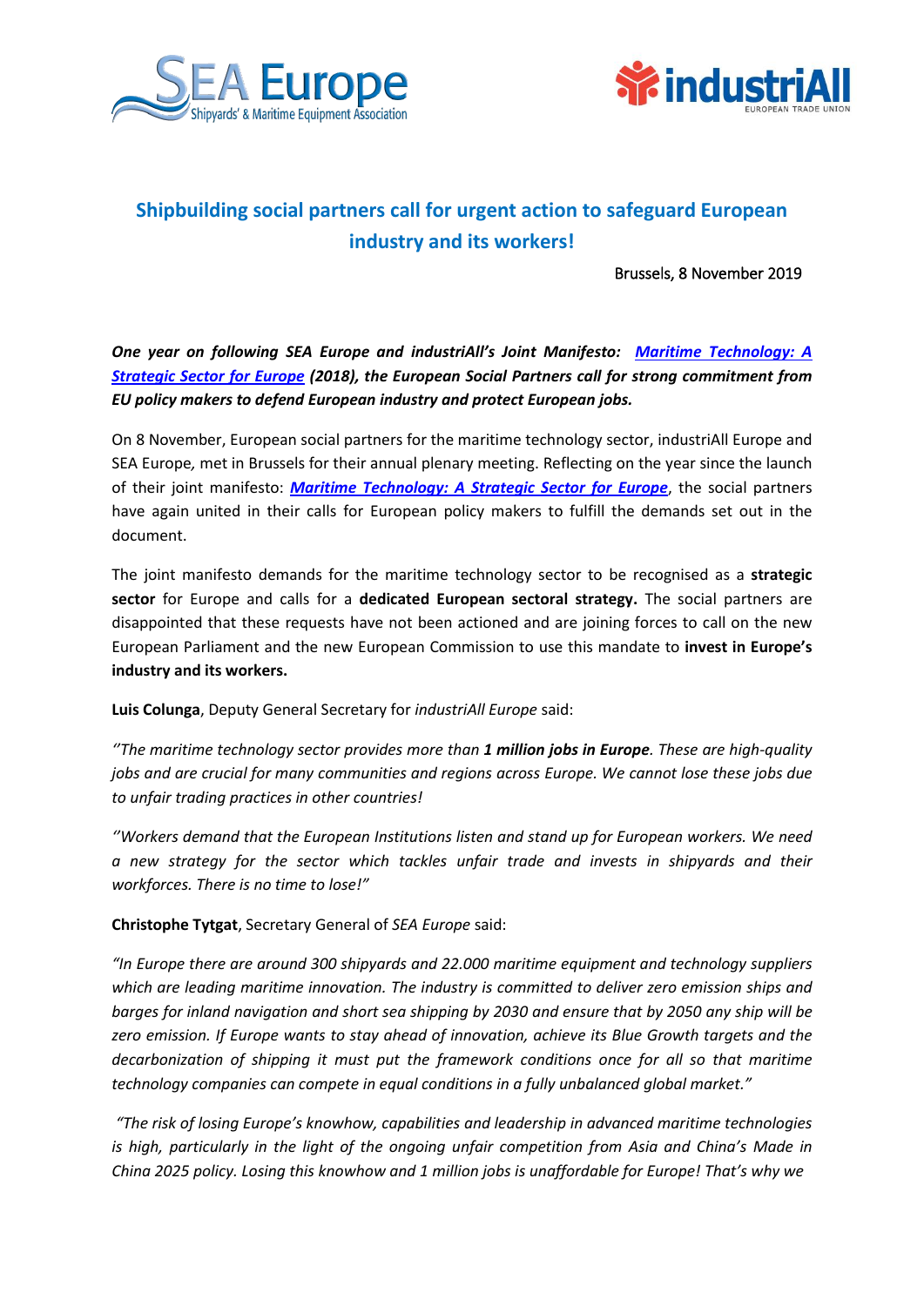# Shipbuilding social partners call for urgent action to safeguard European industry and its workers!

Brussels, 8 November 2019

***One year on following SEA Europe and industriAll's Joint Manifesto: [Maritime Technology: A Strategic Sector for Europe](#) (2018), the European Social Partners call for strong commitment from EU policy makers to defend European industry and protect European jobs.***

On 8 November, European social partners for the maritime technology sector, industriAll Europe and SEA Europe, met in Brussels for their annual plenary meeting. Reflecting on the year since the launch of their joint manifesto: ***[Maritime Technology: A Strategic Sector for Europe](#)***, the social partners have again united in their calls for European policy makers to fulfill the demands set out in the document.

The joint manifesto demands for the maritime technology sector to be recognised as a **strategic sector** for Europe and calls for a **dedicated European sectoral strategy.** The social partners are disappointed that these requests have not been actioned and are joining forces to call on the new European Parliament and the new European Commission to use this mandate to **invest in Europe's industry and its workers.**

**Luis Colunga**, Deputy General Secretary for *industriAll Europe* said:

*''The maritime technology sector provides more than **1 million jobs in Europe**. These are high-quality jobs and are crucial for many communities and regions across Europe. We cannot lose these jobs due to unfair trading practices in other countries!*

*''Workers demand that the European Institutions listen and stand up for European workers. We need a new strategy for the sector which tackles unfair trade and invests in shipyards and their workforces. There is no time to lose!"*

**Christophe Tytgat**, Secretary General of *SEA Europe* said:

*"In Europe there are around 300 shipyards and 22.000 maritime equipment and technology suppliers which are leading maritime innovation. The industry is committed to deliver zero emission ships and barges for inland navigation and short sea shipping by 2030 and ensure that by 2050 any ship will be zero emission. If Europe wants to stay ahead of innovation, achieve its Blue Growth targets and the decarbonization of shipping it must put the framework conditions once for all so that maritime technology companies can compete in equal conditions in a fully unbalanced global market."*

*"The risk of losing Europe's knowhow, capabilities and leadership in advanced maritime technologies is high, particularly in the light of the ongoing unfair competition from Asia and China's Made in China 2025 policy. Losing this knowhow and 1 million jobs is unaffordable for Europe! That's why we*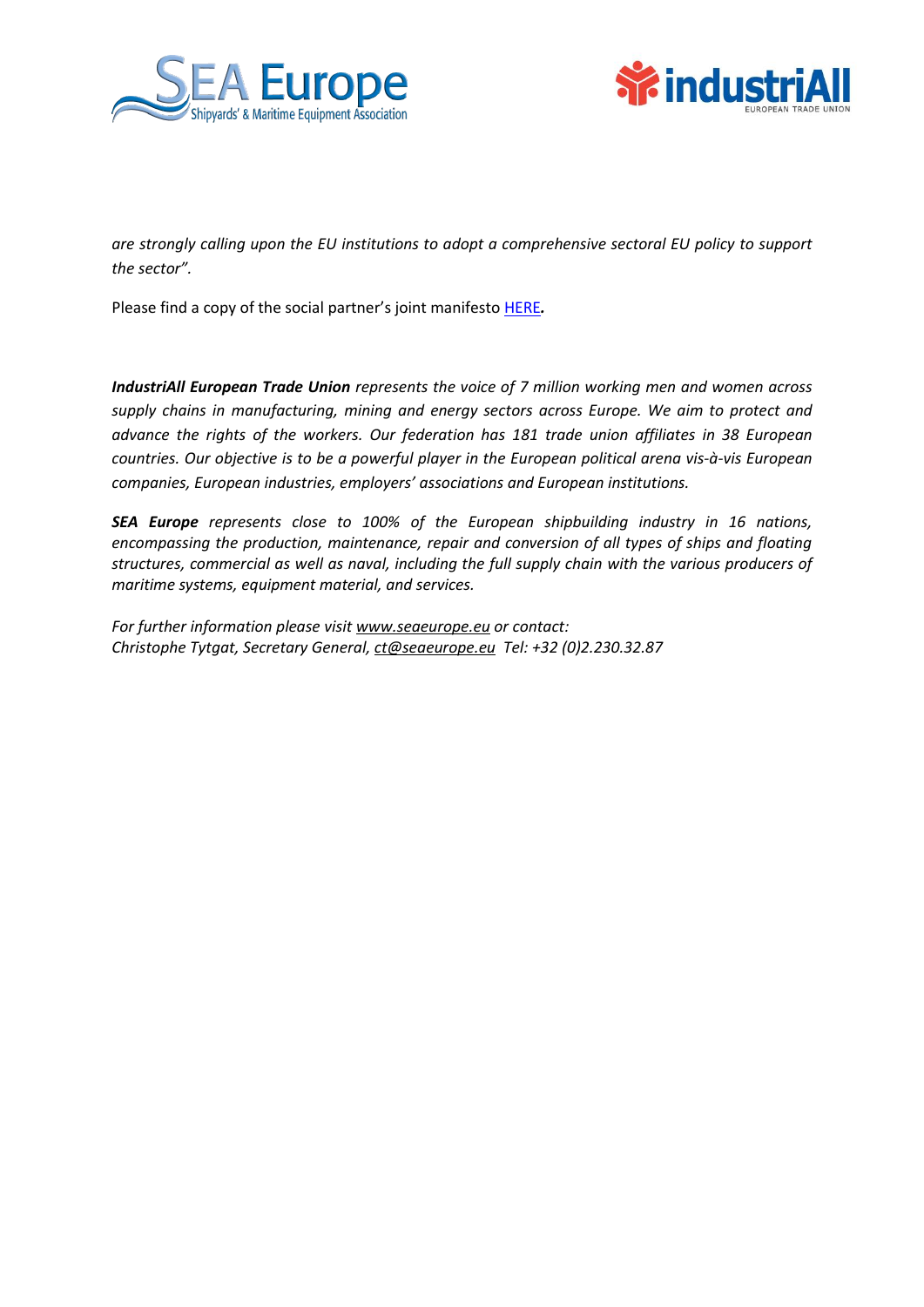*are strongly calling upon the EU institutions to adopt a comprehensive sectoral EU policy to support the sector".*

Please find a copy of the social partner's joint manifesto HERE**.**

***IndustriAll European Trade Union** represents the voice of 7 million working men and women across supply chains in manufacturing, mining and energy sectors across Europe. We aim to protect and advance the rights of the workers. Our federation has 181 trade union affiliates in 38 European countries. Our objective is to be a powerful player in the European political arena vis-à-vis European companies, European industries, employers' associations and European institutions.*

***SEA Europe** represents close to 100% of the European shipbuilding industry in 16 nations, encompassing the production, maintenance, repair and conversion of all types of ships and floating structures, commercial as well as naval, including the full supply chain with the various producers of maritime systems, equipment material, and services.*

*For further information please visit www.seaeurope.eu or contact:*
*Christophe Tytgat, Secretary General, ct@seaeurope.eu Tel: +32 (0)2.230.32.87*